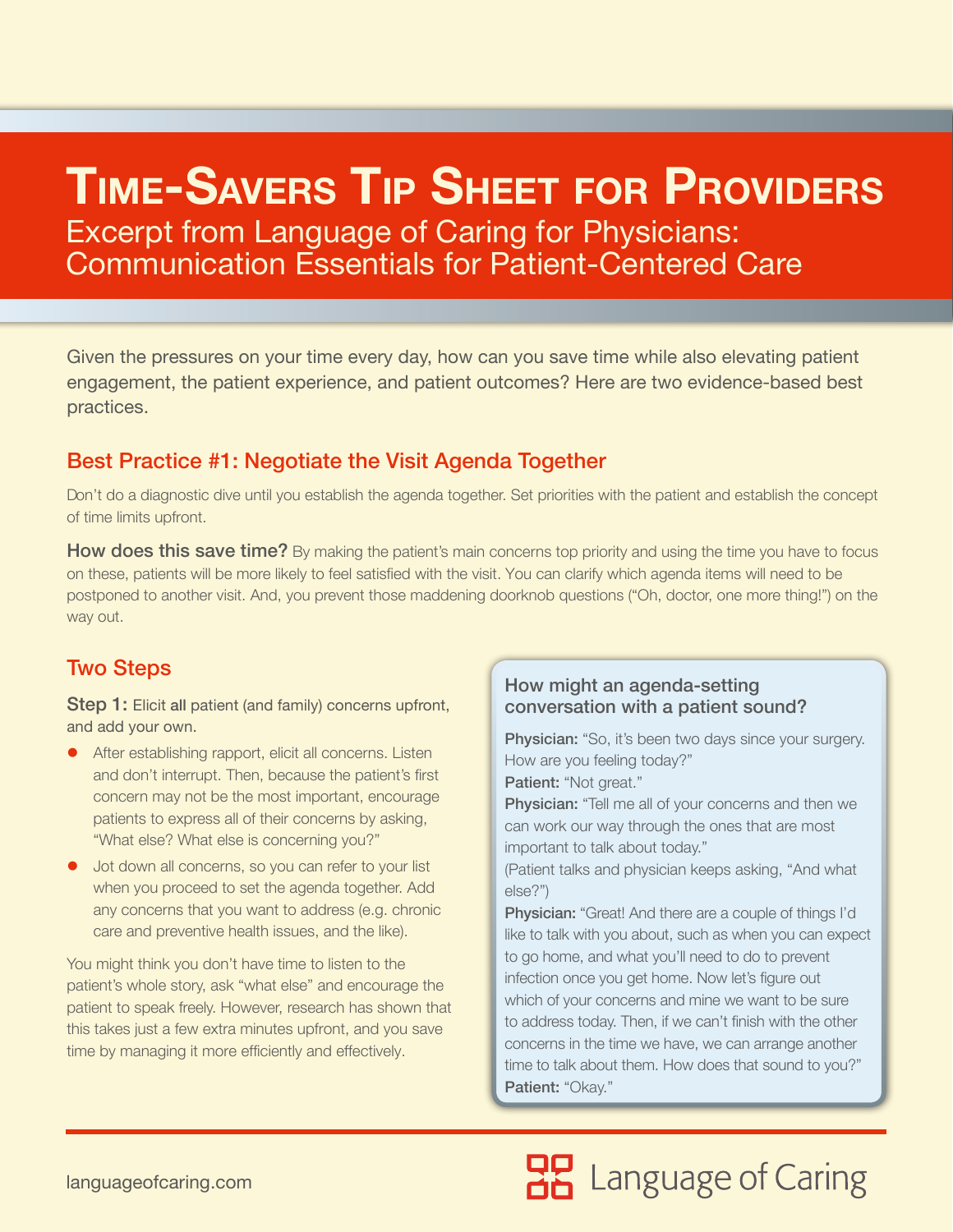# Time-Savers Tip Sheet for Providers

## Excerpt from Language of Caring for Physicians: Communication Essentials for Patient-Centered Care

Given the pressures on your time every day, how can you save time while also elevating patient engagement, the patient experience, and patient outcomes? Here are two evidence-based best practices.

## Best Practice #1: Negotiate the Visit Agenda Together

Don't do a diagnostic dive until you establish the agenda together. Set priorities with the patient and establish the concept of time limits upfront.

**How does this save time?** By making the patient's main concerns top priority and using the time you have to focus on these, patients will be more likely to feel satisfied with the visit. You can clarify which agenda items will need to be postponed to another visit. And, you prevent those maddening doorknob questions ("Oh, doctor, one more thing!") on the way out.

### Two Steps

**Step 1:** Elicit all patient (and family) concerns upfront, and add your own.

- After establishing rapport, elicit all concerns. Listen and don't interrupt. Then, because the patient's first concern may not be the most important, encourage patients to express all of their concerns by asking, "What else? What else is concerning you?"
- Jot down all concerns, so you can refer to your list when you proceed to set the agenda together. Add any concerns that you want to address (e.g. chronic care and preventive health issues, and the like).

You might think you don't have time to listen to the patient's whole story, ask "what else" and encourage the patient to speak freely. However, research has shown that this takes just a few extra minutes upfront, and you save time by managing it more efficiently and effectively.

### How might an agenda-setting conversation with a patient sound?

**Physician:** "So, it's been two days since your surgery. How are you feeling today?"
**Patient:** "Not great."
**Physician:** "Tell me all of your concerns and then we can work our way through the ones that are most important to talk about today."
(Patient talks and physician keeps asking, "And what else?")
**Physician:** "Great! And there are a couple of things I'd like to talk with you about, such as when you can expect to go home, and what you'll need to do to prevent infection once you get home. Now let's figure out which of your concerns and mine we want to be sure to address today. Then, if we can't finish with the other concerns in the time we have, we can arrange another time to talk about them. How does that sound to you?"
**Patient:** "Okay."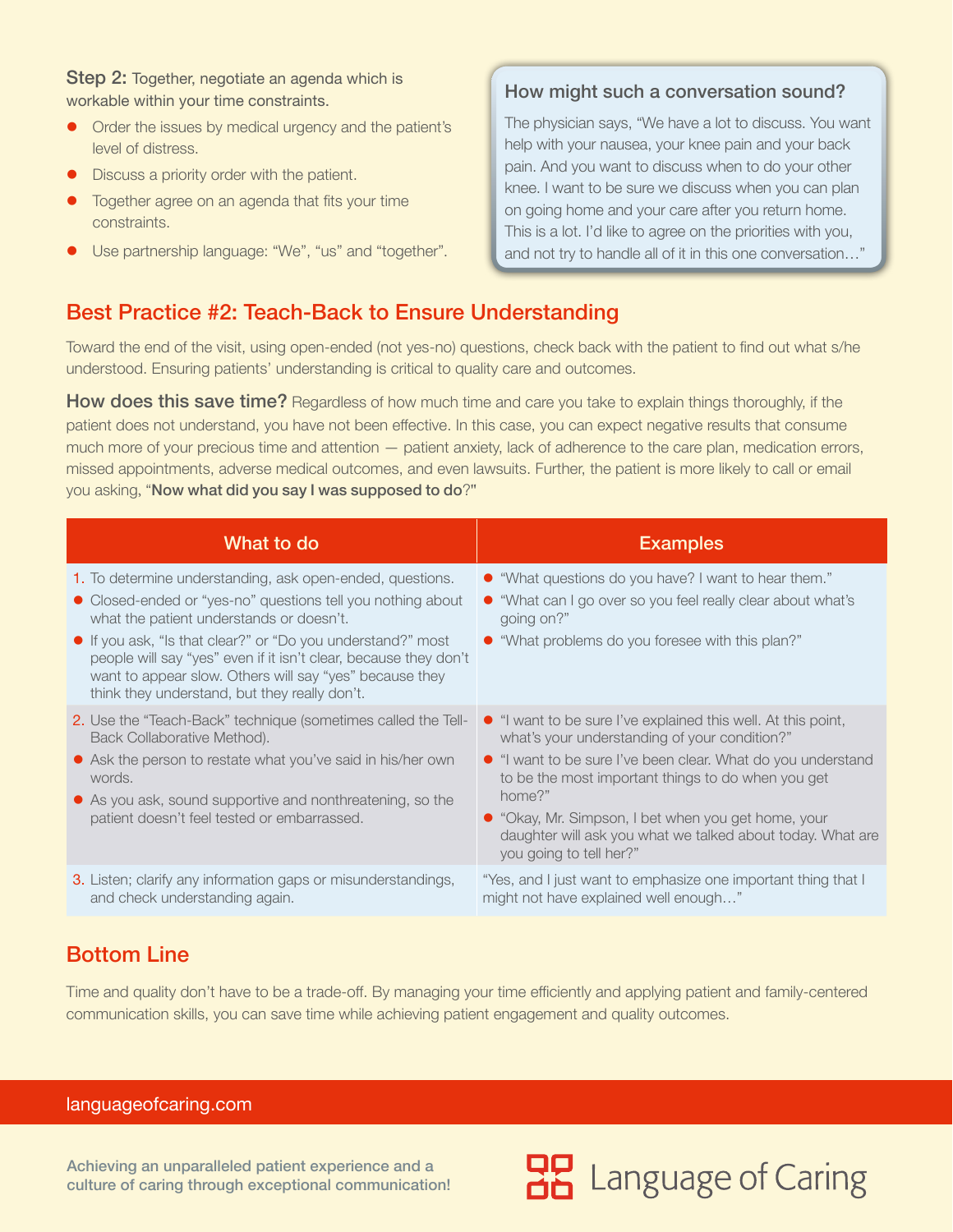**Step 2:** Together, negotiate an agenda which is workable within your time constraints.

- Order the issues by medical urgency and the patient's level of distress.
- Discuss a priority order with the patient.
- Together agree on an agenda that fits your time constraints.
- Use partnership language: "We", "us" and "together".

### How might such a conversation sound?

The physician says, "We have a lot to discuss. You want help with your nausea, your knee pain and your back pain. And you want to discuss when to do your other knee. I want to be sure we discuss when you can plan on going home and your care after you return home. This is a lot. I'd like to agree on the priorities with you, and not try to handle all of it in this one conversation…"

## Best Practice #2: Teach-Back to Ensure Understanding

Toward the end of the visit, using open-ended (not yes-no) questions, check back with the patient to find out what s/he understood. Ensuring patients' understanding is critical to quality care and outcomes.

**How does this save time?** Regardless of how much time and care you take to explain things thoroughly, if the patient does not understand, you have not been effective. In this case, you can expect negative results that consume much more of your precious time and attention — patient anxiety, lack of adherence to the care plan, medication errors, missed appointments, adverse medical outcomes, and even lawsuits. Further, the patient is more likely to call or email you asking, "**Now what did you say I was supposed to do**?"

| What to do | Examples |
|---|---|
| 1. To determine understanding, ask open-ended, questions.<br>• Closed-ended or "yes-no" questions tell you nothing about what the patient understands or doesn't.<br>• If you ask, "Is that clear?" or "Do you understand?" most people will say "yes" even if it isn't clear, because they don't want to appear slow. Others will say "yes" because they think they understand, but they really don't. | • "What questions do you have? I want to hear them."<br>• "What can I go over so you feel really clear about what's going on?"<br>• "What problems do you foresee with this plan?" |
| 2. Use the "Teach-Back" technique (sometimes called the Tell-Back Collaborative Method).<br>• Ask the person to restate what you've said in his/her own words.<br>• As you ask, sound supportive and nonthreatening, so the patient doesn't feel tested or embarrassed. | • "I want to be sure I've explained this well. At this point, what's your understanding of your condition?"<br>• "I want to be sure I've been clear. What do you understand to be the most important things to do when you get home?"<br>• "Okay, Mr. Simpson, I bet when you get home, your daughter will ask you what we talked about today. What are you going to tell her?" |
| 3. Listen; clarify any information gaps or misunderstandings, and check understanding again. | "Yes, and I just want to emphasize one important thing that I might not have explained well enough…" |

## Bottom Line

Time and quality don't have to be a trade-off. By managing your time efficiently and applying patient and family-centered communication skills, you can save time while achieving patient engagement and quality outcomes.

languageofcaring.com

**Achieving an unparalleled patient experience and a culture of caring through exceptional communication!**

Language of Caring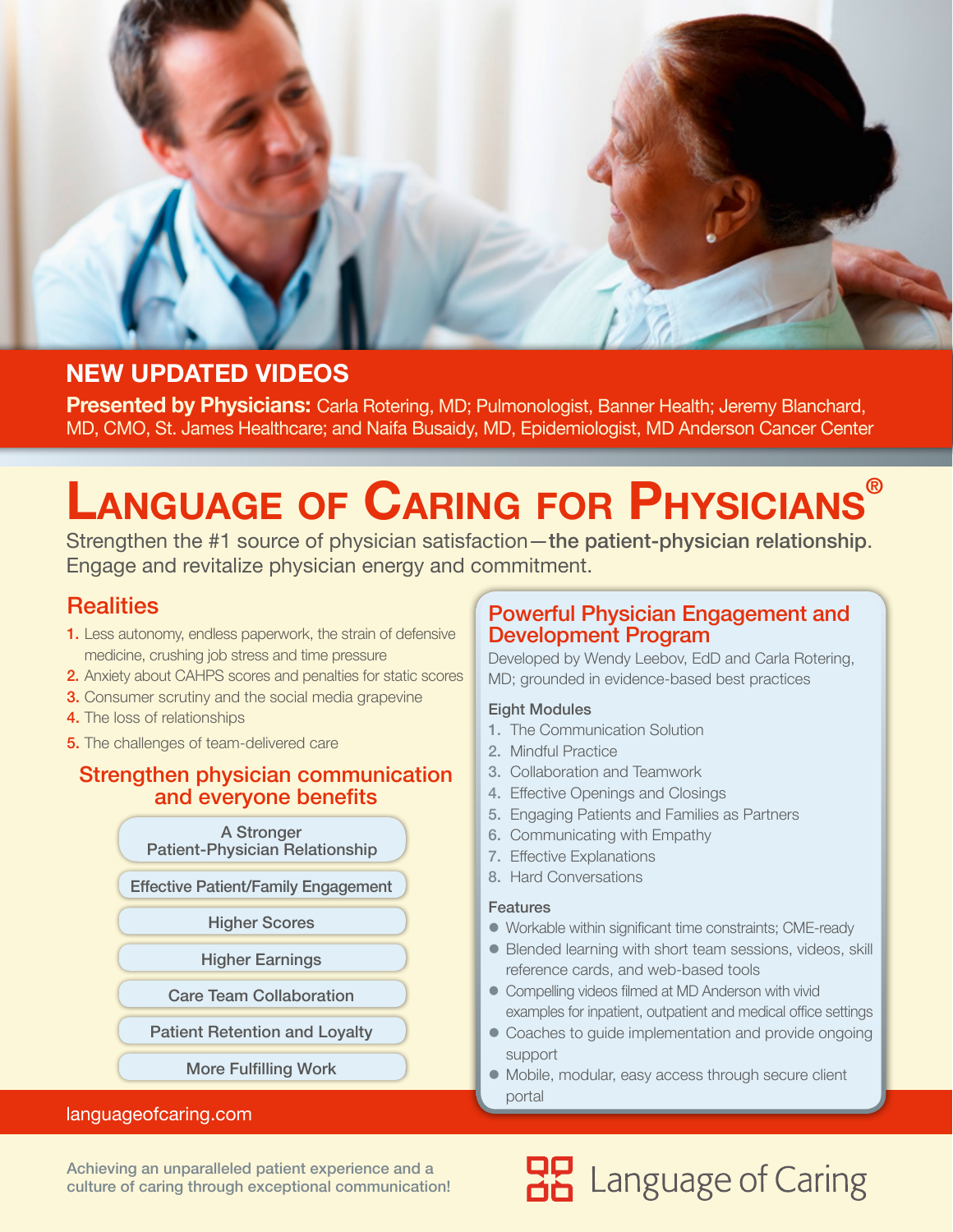## NEW UPDATED VIDEOS

**Presented by Physicians:** Carla Rotering, MD; Pulmonologist, Banner Health; Jeremy Blanchard, MD, CMO, St. James Healthcare; and Naifa Busaidy, MD, Epidemiologist, MD Anderson Cancer Center

# Language of Caring for Physicians®

Strengthen the #1 source of physician satisfaction—**the patient-physician relationship**. Engage and revitalize physician energy and commitment.

## Realities

1. Less autonomy, endless paperwork, the strain of defensive medicine, crushing job stress and time pressure
2. Anxiety about CAHPS scores and penalties for static scores
3. Consumer scrutiny and the social media grapevine
4. The loss of relationships
5. The challenges of team-delivered care

## Strengthen physician communication and everyone benefits

- A Stronger Patient-Physician Relationship
- Effective Patient/Family Engagement
- Higher Scores
- Higher Earnings
- Care Team Collaboration
- Patient Retention and Loyalty
- More Fulfilling Work

## Powerful Physician Engagement and Development Program

Developed by Wendy Leebov, EdD and Carla Rotering, MD; grounded in evidence-based best practices

### Eight Modules

1. The Communication Solution
2. Mindful Practice
3. Collaboration and Teamwork
4. Effective Openings and Closings
5. Engaging Patients and Families as Partners
6. Communicating with Empathy
7. Effective Explanations
8. Hard Conversations

### Features

- Workable within significant time constraints; CME-ready
- Blended learning with short team sessions, videos, skill reference cards, and web-based tools
- Compelling videos filmed at MD Anderson with vivid examples for inpatient, outpatient and medical office settings
- Coaches to guide implementation and provide ongoing support
- Mobile, modular, easy access through secure client portal

languageofcaring.com

Achieving an unparalleled patient experience and a culture of caring through exceptional communication!

Language of Caring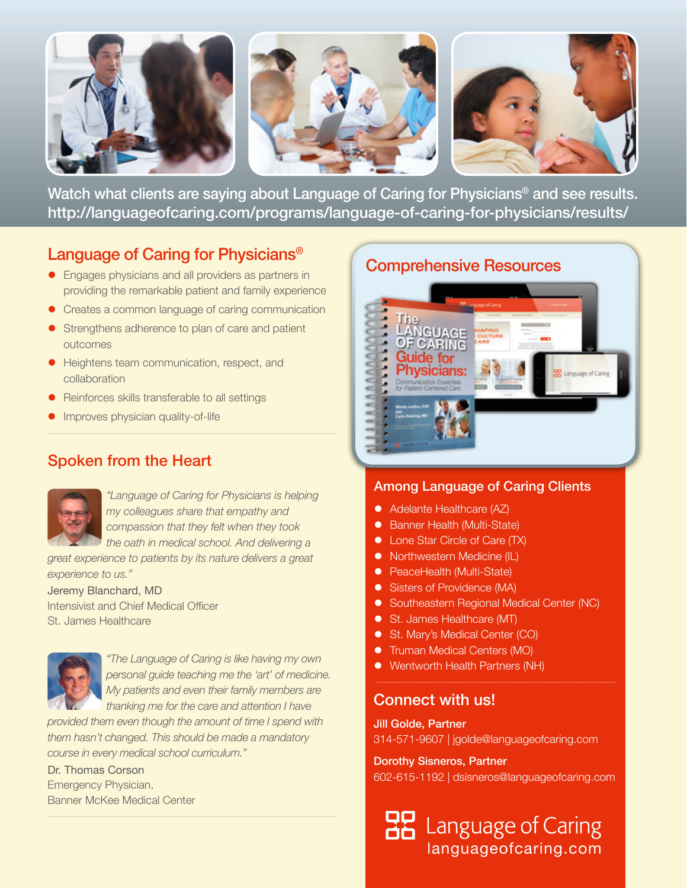Watch what clients are saying about Language of Caring for Physicians® and see results.
http://languageofcaring.com/programs/language-of-caring-for-physicians/results/

## Language of Caring for Physicians®

- Engages physicians and all providers as partners in providing the remarkable patient and family experience
- Creates a common language of caring communication
- Strengthens adherence to plan of care and patient outcomes
- Heightens team communication, respect, and collaboration
- Reinforces skills transferable to all settings
- Improves physician quality-of-life

## Spoken from the Heart

*"Language of Caring for Physicians is helping my colleagues share that empathy and compassion that they felt when they took the oath in medical school. And delivering a great experience to patients by its nature delivers a great experience to us."*

Jeremy Blanchard, MD
Intensivist and Chief Medical Officer
St. James Healthcare

*"The Language of Caring is like having my own personal guide teaching me the 'art' of medicine. My patients and even their family members are thanking me for the care and attention I have provided them even though the amount of time I spend with them hasn't changed. This should be made a mandatory course in every medical school curriculum."*

Dr. Thomas Corson
Emergency Physician,
Banner McKee Medical Center

## Comprehensive Resources

## Among Language of Caring Clients

- Adelante Healthcare (AZ)
- Banner Health (Multi-State)
- Lone Star Circle of Care (TX)
- Northwestern Medicine (IL)
- PeaceHealth (Multi-State)
- Sisters of Providence (MA)
- Southeastern Regional Medical Center (NC)
- St. James Healthcare (MT)
- St. Mary's Medical Center (CO)
- Truman Medical Centers (MO)
- Wentworth Health Partners (NH)

## Connect with us!

**Jill Golde, Partner**
314-571-9607 | jgolde@languageofcaring.com

**Dorothy Sisneros, Partner**
602-615-1192 | dsisneros@languageofcaring.com

Language of Caring
languageofcaring.com